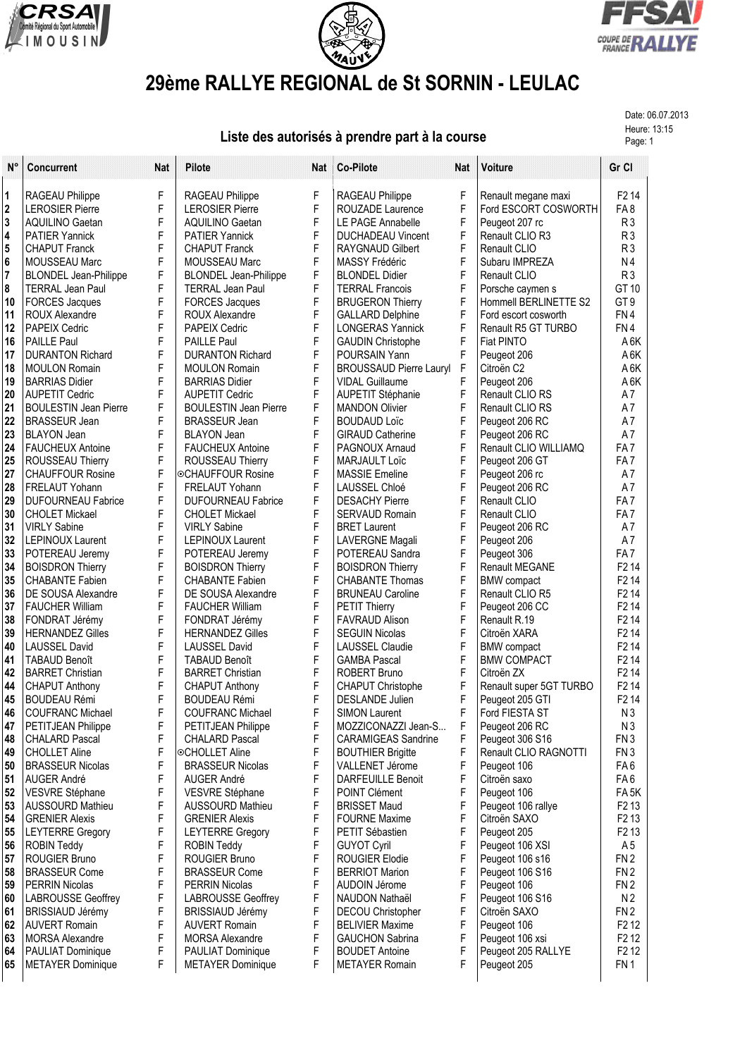# 29ème RALLYE REGIONAL de St SORNIN - LEULAC

Date: 06.07.2013
Heure: 13:15

## Liste des autorisés à prendre part à la course

| N° | Concurrent | Nat | Pilote | Nat | Co-Pilote | Nat | Voiture | Gr Cl |
|---|---|---|---|---|---|---|---|---|
| 1 | RAGEAU Philippe | F | RAGEAU Philippe | F | RAGEAU Philippe | F | Renault megane maxi | F2 14 |
| 2 | LEROSIER Pierre | F | LEROSIER Pierre | F | ROUZADE Laurence | F | Ford ESCORT COSWORTH | FA 8 |
| 3 | AQUILINO Gaetan | F | AQUILINO Gaetan | F | LE PAGE Annabelle | F | Peugeot 207 rc | R 3 |
| 4 | PATIER Yannick | F | PATIER Yannick | F | DUCHADEAU Vincent | F | Renault CLIO R3 | R 3 |
| 5 | CHAPUT Franck | F | CHAPUT Franck | F | RAYGNAUD Gilbert | F | Renault CLIO | R 3 |
| 6 | MOUSSEAU Marc | F | MOUSSEAU Marc | F | MASSY Frédéric | F | Subaru IMPREZA | N 4 |
| 7 | BLONDEL Jean-Philippe | F | BLONDEL Jean-Philippe | F | BLONDEL Didier | F | Renault CLIO | R 3 |
| 8 | TERRAL Jean Paul | F | TERRAL Jean Paul | F | TERRAL Francois | F | Porsche caymen s | GT 10 |
| 10 | FORCES Jacques | F | FORCES Jacques | F | BRUGERON Thierry | F | Hommell BERLINETTE S2 | GT 9 |
| 11 | ROUX Alexandre | F | ROUX Alexandre | F | GALLARD Delphine | F | Ford escort cosworth | FN 4 |
| 12 | PAPEIX Cedric | F | PAPEIX Cedric | F | LONGERAS Yannick | F | Renault R5 GT TURBO | FN 4 |
| 16 | PAILLE Paul | F | PAILLE Paul | F | GAUDIN Christophe | F | Fiat PINTO | A 6K |
| 17 | DURANTON Richard | F | DURANTON Richard | F | POURSAIN Yann | F | Peugeot 206 | A 6K |
| 18 | MOULON Romain | F | MOULON Romain | F | BROUSSAUD Pierre Lauryl | F | Citroën C2 | A 6K |
| 19 | BARRIAS Didier | F | BARRIAS Didier | F | VIDAL Guillaume | F | Peugeot 206 | A 6K |
| 20 | AUPETIT Cedric | F | AUPETIT Cedric | F | AUPETIT Stéphanie | F | Renault CLIO RS | A 7 |
| 21 | BOULESTIN Jean Pierre | F | BOULESTIN Jean Pierre | F | MANDON Olivier | F | Renault CLIO RS | A 7 |
| 22 | BRASSEUR Jean | F | BRASSEUR Jean | F | BOUDAUD Loïc | F | Peugeot 206 RC | A 7 |
| 23 | BLAYON Jean | F | BLAYON Jean | F | GIRAUD Catherine | F | Peugeot 206 RC | A 7 |
| 24 | FAUCHEUX Antoine | F | FAUCHEUX Antoine | F | PAGNOUX Arnaud | F | Renault CLIO WILLIAMQ | FA 7 |
| 25 | ROUSSEAU Thierry | F | ROUSSEAU Thierry | F | MARJAULT Loïc | F | Peugeot 206 GT | FA 7 |
| 27 | CHAUFFOUR Rosine | F | ⊙CHAUFFOUR Rosine | F | MASSIE Emeline | F | Peugeot 206 rc | A 7 |
| 28 | FRELAUT Yohann | F | FRELAUT Yohann | F | LAUSSEL Chloé | F | Peugeot 206 RC | A 7 |
| 29 | DUFOURNEAU Fabrice | F | DUFOURNEAU Fabrice | F | DESACHY Pierre | F | Renault CLIO | FA 7 |
| 30 | CHOLET Mickael | F | CHOLET Mickael | F | SERVAUD Romain | F | Renault CLIO | FA 7 |
| 31 | VIRLY Sabine | F | VIRLY Sabine | F | BRET Laurent | F | Peugeot 206 RC | A 7 |
| 32 | LEPINOUX Laurent | F | LEPINOUX Laurent | F | LAVERGNE Magali | F | Peugeot 206 | A 7 |
| 33 | POTEREAU Jeremy | F | POTEREAU Jeremy | F | POTEREAU Sandra | F | Peugeot 306 | FA 7 |
| 34 | BOISDRON Thierry | F | BOISDRON Thierry | F | BOISDRON Thierry | F | Renault MEGANE | F2 14 |
| 35 | CHABANTE Fabien | F | CHABANTE Fabien | F | CHABANTE Thomas | F | BMW compact | F2 14 |
| 36 | DE SOUSA Alexandre | F | DE SOUSA Alexandre | F | BRUNEAU Caroline | F | Renault CLIO R5 | F2 14 |
| 37 | FAUCHER William | F | FAUCHER William | F | PETIT Thierry | F | Peugeot 206 CC | F2 14 |
| 38 | FONDRAT Jérémy | F | FONDRAT Jérémy | F | FAVRAUD Alison | F | Renault R.19 | F2 14 |
| 39 | HERNANDEZ Gilles | F | HERNANDEZ Gilles | F | SEGUIN Nicolas | F | Citroën XARA | F2 14 |
| 40 | LAUSSEL David | F | LAUSSEL David | F | LAUSSEL Claudie | F | BMW compact | F2 14 |
| 41 | TABAUD Benoît | F | TABAUD Benoît | F | GAMBA Pascal | F | BMW COMPACT | F2 14 |
| 42 | BARRET Christian | F | BARRET Christian | F | ROBERT Bruno | F | Citroën ZX | F2 14 |
| 44 | CHAPUT Anthony | F | CHAPUT Anthony | F | CHAPUT Christophe | F | Renault super 5GT TURBO | F2 14 |
| 45 | BOUDEAU Rémi | F | BOUDEAU Rémi | F | DESLANDE Julien | F | Peugeot 205 GTI | F2 14 |
| 46 | COUFRANC Michael | F | COUFRANC Michael | F | SIMON Laurent | F | Ford FIESTA ST | N 3 |
| 47 | PETITJEAN Philippe | F | PETITJEAN Philippe | F | MOZZICONAZZI Jean-S... | F | Peugeot 206 RC | N 3 |
| 48 | CHALARD Pascal | F | CHALARD Pascal | F | CARAMIGEAS Sandrine | F | Peugeot 306 S16 | FN 3 |
| 49 | CHOLLET Aline | F | ⊙CHOLLET Aline | F | BOUTHIER Brigitte | F | Renault CLIO RAGNOTTI | FN 3 |
| 50 | BRASSEUR Nicolas | F | BRASSEUR Nicolas | F | VALLENET Jérome | F | Peugeot 106 | FA 6 |
| 51 | AUGER André | F | AUGER André | F | DARFEUILLE Benoit | F | Citroën saxo | FA 6 |
| 52 | VESVRE Stéphane | F | VESVRE Stéphane | F | POINT Clément | F | Peugeot 106 | FA 5K |
| 53 | AUSSOURD Mathieu | F | AUSSOURD Mathieu | F | BRISSET Maud | F | Peugeot 106 rallye | F2 13 |
| 54 | GRENIER Alexis | F | GRENIER Alexis | F | FOURNE Maxime | F | Citroën SAXO | F2 13 |
| 55 | LEYTERRE Gregory | F | LEYTERRE Gregory | F | PETIT Sébastien | F | Peugeot 205 | F2 13 |
| 56 | ROBIN Teddy | F | ROBIN Teddy | F | GUYOT Cyril | F | Peugeot 106 XSI | A 5 |
| 57 | ROUGIER Bruno | F | ROUGIER Bruno | F | ROUGIER Elodie | F | Peugeot 106 s16 | FN 2 |
| 58 | BRASSEUR Come | F | BRASSEUR Come | F | BERRIOT Marion | F | Peugeot 106 S16 | FN 2 |
| 59 | PERRIN Nicolas | F | PERRIN Nicolas | F | AUDOIN Jérome | F | Peugeot 106 | FN 2 |
| 60 | LABROUSSE Geoffrey | F | LABROUSSE Geoffrey | F | NAUDON Nathaël | F | Peugeot 106 S16 | N 2 |
| 61 | BRISSIAUD Jérémy | F | BRISSIAUD Jérémy | F | DECOU Christopher | F | Citroën SAXO | FN 2 |
| 62 | AUVERT Romain | F | AUVERT Romain | F | BELIVIER Maxime | F | Peugeot 106 | F2 12 |
| 63 | MORSA Alexandre | F | MORSA Alexandre | F | GAUCHON Sabrina | F | Peugeot 106 xsi | F2 12 |
| 64 | PAULIAT Dominique | F | PAULIAT Dominique | F | BOUDET Antoine | F | Peugeot 205 RALLYE | F2 12 |
| 65 | METAYER Dominique | F | METAYER Dominique | F | METAYER Romain | F | Peugeot 205 | FN 1 |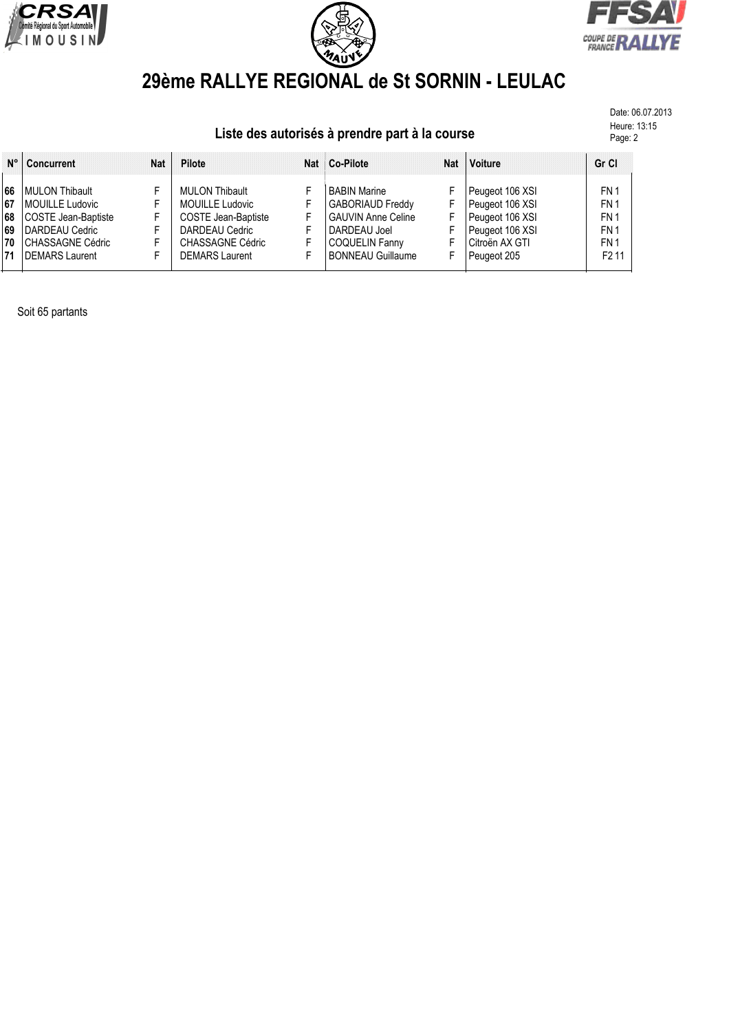# 29ème RALLYE REGIONAL de St SORNIN - LEULAC

Date: 06.07.2013
Heure: 13:15

## Liste des autorisés à prendre part à la course

| N° | Concurrent | Nat | Pilote | Nat | Co-Pilote | Nat | Voiture | Gr Cl |
|---|---|---|---|---|---|---|---|---|
| 66 | MULON Thibault | F | MULON Thibault | F | BABIN Marine | F | Peugeot 106 XSI | FN 1 |
| 67 | MOUILLE Ludovic | F | MOUILLE Ludovic | F | GABORIAUD Freddy | F | Peugeot 106 XSI | FN 1 |
| 68 | COSTE Jean-Baptiste | F | COSTE Jean-Baptiste | F | GAUVIN Anne Celine | F | Peugeot 106 XSI | FN 1 |
| 69 | DARDEAU Cedric | F | DARDEAU Cedric | F | DARDEAU Joel | F | Peugeot 106 XSI | FN 1 |
| 70 | CHASSAGNE Cédric | F | CHASSAGNE Cédric | F | COQUELIN Fanny | F | Citroën AX GTI | FN 1 |
| 71 | DEMARS Laurent | F | DEMARS Laurent | F | BONNEAU Guillaume | F | Peugeot 205 | F2 11 |

Soit 65 partants